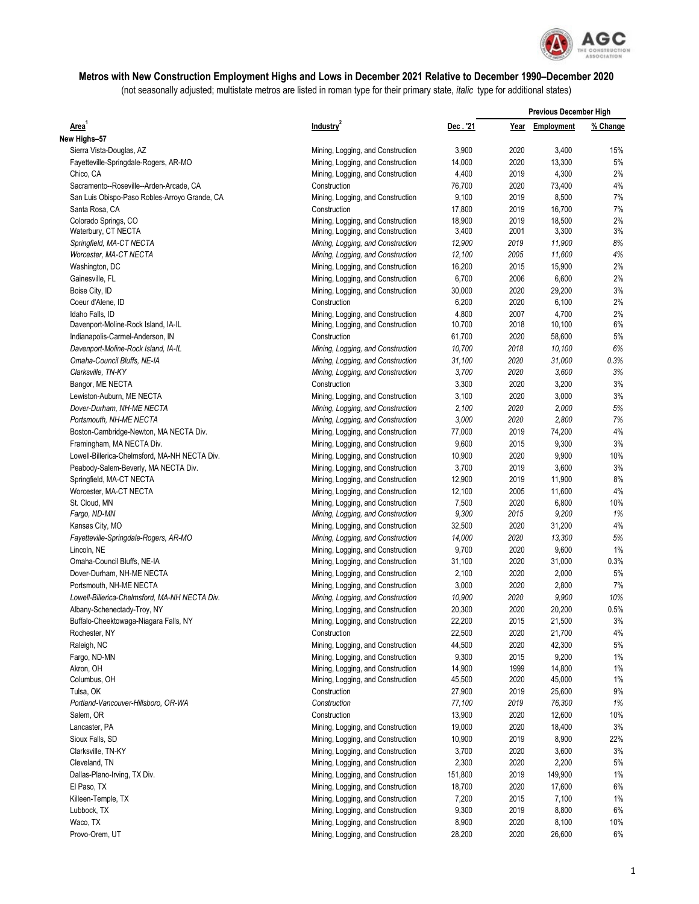## Metros with New Construction Employment Highs and Lows in December 2021 Relative to December 1990–December 2020

(not seasonally adjusted; multistate metros are listed in roman type for their primary state, *italic* type for additional states)

| Area[1] | Industry[2] | Dec . '21 | Previous December High | | |
|---|---|---|---|---|---|
| | | | Year | Employment | % Change |
| **New Highs–57** | | | | | |
| Sierra Vista-Douglas, AZ | Mining, Logging, and Construction | 3,900 | 2020 | 3,400 | 15% |
| Fayetteville-Springdale-Rogers, AR-MO | Mining, Logging, and Construction | 14,000 | 2020 | 13,300 | 5% |
| Chico, CA | Mining, Logging, and Construction | 4,400 | 2019 | 4,300 | 2% |
| Sacramento--Roseville--Arden-Arcade, CA | Construction | 76,700 | 2020 | 73,400 | 4% |
| San Luis Obispo-Paso Robles-Arroyo Grande, CA | Mining, Logging, and Construction | 9,100 | 2019 | 8,500 | 7% |
| Santa Rosa, CA | Construction | 17,800 | 2019 | 16,700 | 7% |
| Colorado Springs, CO | Mining, Logging, and Construction | 18,900 | 2019 | 18,500 | 2% |
| Waterbury, CT NECTA | Mining, Logging, and Construction | 3,400 | 2001 | 3,300 | 3% |
| *Springfield, MA-CT NECTA* | *Mining, Logging, and Construction* | *12,900* | *2019* | *11,900* | *8%* |
| *Worcester, MA-CT NECTA* | *Mining, Logging, and Construction* | *12,100* | *2005* | *11,600* | *4%* |
| Washington, DC | Mining, Logging, and Construction | 16,200 | 2015 | 15,900 | 2% |
| Gainesville, FL | Mining, Logging, and Construction | 6,700 | 2006 | 6,600 | 2% |
| Boise City, ID | Mining, Logging, and Construction | 30,000 | 2020 | 29,200 | 3% |
| Coeur d'Alene, ID | Construction | 6,200 | 2020 | 6,100 | 2% |
| Idaho Falls, ID | Mining, Logging, and Construction | 4,800 | 2007 | 4,700 | 2% |
| Davenport-Moline-Rock Island, IA-IL | Mining, Logging, and Construction | 10,700 | 2018 | 10,100 | 6% |
| Indianapolis-Carmel-Anderson, IN | Construction | 61,700 | 2020 | 58,600 | 5% |
| *Davenport-Moline-Rock Island, IA-IL* | *Mining, Logging, and Construction* | *10,700* | *2018* | *10,100* | *6%* |
| *Omaha-Council Bluffs, NE-IA* | *Mining, Logging, and Construction* | *31,100* | *2020* | *31,000* | *0.3%* |
| *Clarksville, TN-KY* | *Mining, Logging, and Construction* | *3,700* | *2020* | *3,600* | *3%* |
| Bangor, ME NECTA | Construction | 3,300 | 2020 | 3,200 | 3% |
| Lewiston-Auburn, ME NECTA | Mining, Logging, and Construction | 3,100 | 2020 | 3,000 | 3% |
| *Dover-Durham, NH-ME NECTA* | *Mining, Logging, and Construction* | *2,100* | *2020* | *2,000* | *5%* |
| *Portsmouth, NH-ME NECTA* | *Mining, Logging, and Construction* | *3,000* | *2020* | *2,800* | *7%* |
| Boston-Cambridge-Newton, MA NECTA Div. | Mining, Logging, and Construction | 77,000 | 2019 | 74,200 | 4% |
| Framingham, MA NECTA Div. | Mining, Logging, and Construction | 9,600 | 2015 | 9,300 | 3% |
| Lowell-Billerica-Chelmsford, MA-NH NECTA Div. | Mining, Logging, and Construction | 10,900 | 2020 | 9,900 | 10% |
| Peabody-Salem-Beverly, MA NECTA Div. | Mining, Logging, and Construction | 3,700 | 2019 | 3,600 | 3% |
| Springfield, MA-CT NECTA | Mining, Logging, and Construction | 12,900 | 2019 | 11,900 | 8% |
| Worcester, MA-CT NECTA | Mining, Logging, and Construction | 12,100 | 2005 | 11,600 | 4% |
| St. Cloud, MN | Mining, Logging, and Construction | 7,500 | 2020 | 6,800 | 10% |
| *Fargo, ND-MN* | *Mining, Logging, and Construction* | *9,300* | *2015* | *9,200* | *1%* |
| Kansas City, MO | Mining, Logging, and Construction | 32,500 | 2020 | 31,200 | 4% |
| *Fayetteville-Springdale-Rogers, AR-MO* | *Mining, Logging, and Construction* | *14,000* | *2020* | *13,300* | *5%* |
| Lincoln, NE | Mining, Logging, and Construction | 9,700 | 2020 | 9,600 | 1% |
| Omaha-Council Bluffs, NE-IA | Mining, Logging, and Construction | 31,100 | 2020 | 31,000 | 0.3% |
| Dover-Durham, NH-ME NECTA | Mining, Logging, and Construction | 2,100 | 2020 | 2,000 | 5% |
| Portsmouth, NH-ME NECTA | Mining, Logging, and Construction | 3,000 | 2020 | 2,800 | 7% |
| *Lowell-Billerica-Chelmsford, MA-NH NECTA Div.* | *Mining, Logging, and Construction* | *10,900* | *2020* | *9,900* | *10%* |
| Albany-Schenectady-Troy, NY | Mining, Logging, and Construction | 20,300 | 2020 | 20,200 | 0.5% |
| Buffalo-Cheektowaga-Niagara Falls, NY | Mining, Logging, and Construction | 22,200 | 2015 | 21,500 | 3% |
| Rochester, NY | Construction | 22,500 | 2020 | 21,700 | 4% |
| Raleigh, NC | Mining, Logging, and Construction | 44,500 | 2020 | 42,300 | 5% |
| Fargo, ND-MN | Mining, Logging, and Construction | 9,300 | 2015 | 9,200 | 1% |
| Akron, OH | Mining, Logging, and Construction | 14,900 | 1999 | 14,800 | 1% |
| Columbus, OH | Mining, Logging, and Construction | 45,500 | 2020 | 45,000 | 1% |
| Tulsa, OK | Construction | 27,900 | 2019 | 25,600 | 9% |
| *Portland-Vancouver-Hillsboro, OR-WA* | *Construction* | *77,100* | *2019* | *76,300* | *1%* |
| Salem, OR | Construction | 13,900 | 2020 | 12,600 | 10% |
| Lancaster, PA | Mining, Logging, and Construction | 19,000 | 2020 | 18,400 | 3% |
| Sioux Falls, SD | Mining, Logging, and Construction | 10,900 | 2019 | 8,900 | 22% |
| Clarksville, TN-KY | Mining, Logging, and Construction | 3,700 | 2020 | 3,600 | 3% |
| Cleveland, TN | Mining, Logging, and Construction | 2,300 | 2020 | 2,200 | 5% |
| Dallas-Plano-Irving, TX Div. | Mining, Logging, and Construction | 151,800 | 2019 | 149,900 | 1% |
| El Paso, TX | Mining, Logging, and Construction | 18,700 | 2020 | 17,600 | 6% |
| Killeen-Temple, TX | Mining, Logging, and Construction | 7,200 | 2015 | 7,100 | 1% |
| Lubbock, TX | Mining, Logging, and Construction | 9,300 | 2019 | 8,800 | 6% |
| Waco, TX | Mining, Logging, and Construction | 8,900 | 2020 | 8,100 | 10% |
| Provo-Orem, UT | Mining, Logging, and Construction | 28,200 | 2020 | 26,600 | 6% |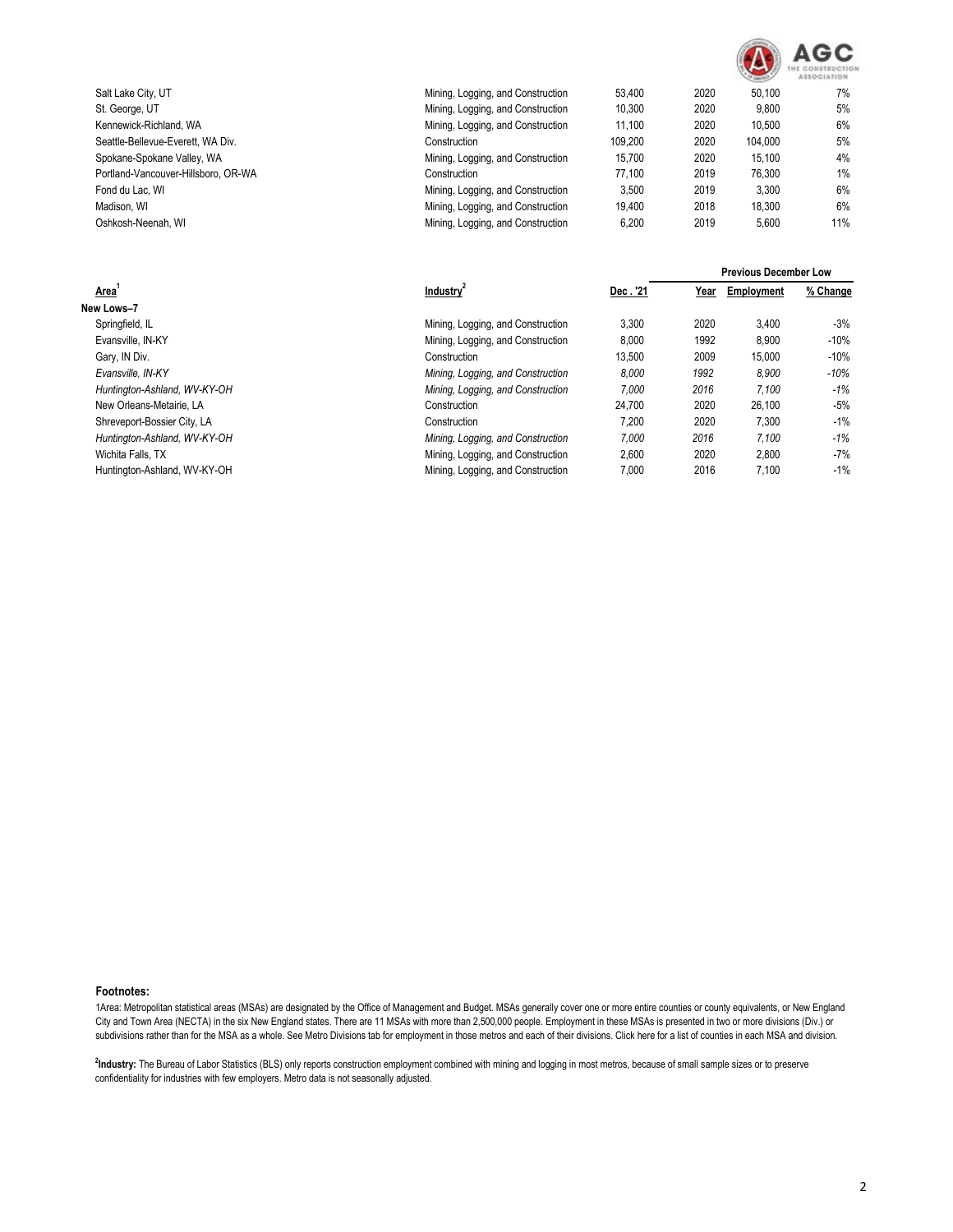| | | | | | |
|---|---|---|---|---|---|
| Salt Lake City, UT | Mining, Logging, and Construction | 53,400 | 2020 | 50,100 | 7% |
| St. George, UT | Mining, Logging, and Construction | 10,300 | 2020 | 9,800 | 5% |
| Kennewick-Richland, WA | Mining, Logging, and Construction | 11,100 | 2020 | 10,500 | 6% |
| Seattle-Bellevue-Everett, WA Div. | Construction | 109,200 | 2020 | 104,000 | 5% |
| Spokane-Spokane Valley, WA | Mining, Logging, and Construction | 15,700 | 2020 | 15,100 | 4% |
| Portland-Vancouver-Hillsboro, OR-WA | Construction | 77,100 | 2019 | 76,300 | 1% |
| Fond du Lac, WI | Mining, Logging, and Construction | 3,500 | 2019 | 3,300 | 6% |
| Madison, WI | Mining, Logging, and Construction | 19,400 | 2018 | 18,300 | 6% |
| Oshkosh-Neenah, WI | Mining, Logging, and Construction | 6,200 | 2019 | 5,600 | 11% |

| | | | Previous December Low | | |
|---|---|---|---|---|---|
| Area[1] | Industry[2] | Dec . '21 | Year | Employment | % Change |
| **New Lows–7** | | | | | |
| Springfield, IL | Mining, Logging, and Construction | 3,300 | 2020 | 3,400 | -3% |
| Evansville, IN-KY | Mining, Logging, and Construction | 8,000 | 1992 | 8,900 | -10% |
| Gary, IN Div. | Construction | 13,500 | 2009 | 15,000 | -10% |
| *Evansville, IN-KY* | *Mining, Logging, and Construction* | *8,000* | *1992* | *8,900* | *-10%* |
| *Huntington-Ashland, WV-KY-OH* | *Mining, Logging, and Construction* | *7,000* | *2016* | *7,100* | *-1%* |
| New Orleans-Metairie, LA | Construction | 24,700 | 2020 | 26,100 | -5% |
| Shreveport-Bossier City, LA | Construction | 7,200 | 2020 | 7,300 | -1% |
| *Huntington-Ashland, WV-KY-OH* | *Mining, Logging, and Construction* | *7,000* | *2016* | *7,100* | *-1%* |
| Wichita Falls, TX | Mining, Logging, and Construction | 2,600 | 2020 | 2,800 | -7% |
| Huntington-Ashland, WV-KY-OH | Mining, Logging, and Construction | 7,000 | 2016 | 7,100 | -1% |

**Footnotes:**

1Area: Metropolitan statistical areas (MSAs) are designated by the Office of Management and Budget. MSAs generally cover one or more entire counties or county equivalents, or New England City and Town Area (NECTA) in the six New England states. There are 11 MSAs with more than 2,500,000 people. Employment in these MSAs is presented in two or more divisions (Div.) or subdivisions rather than for the MSA as a whole. See Metro Divisions tab for employment in those metros and each of their divisions. Click here for a list of counties in each MSA and division.

[2]**Industry:** The Bureau of Labor Statistics (BLS) only reports construction employment combined with mining and logging in most metros, because of small sample sizes or to preserve confidentiality for industries with few employers. Metro data is not seasonally adjusted.